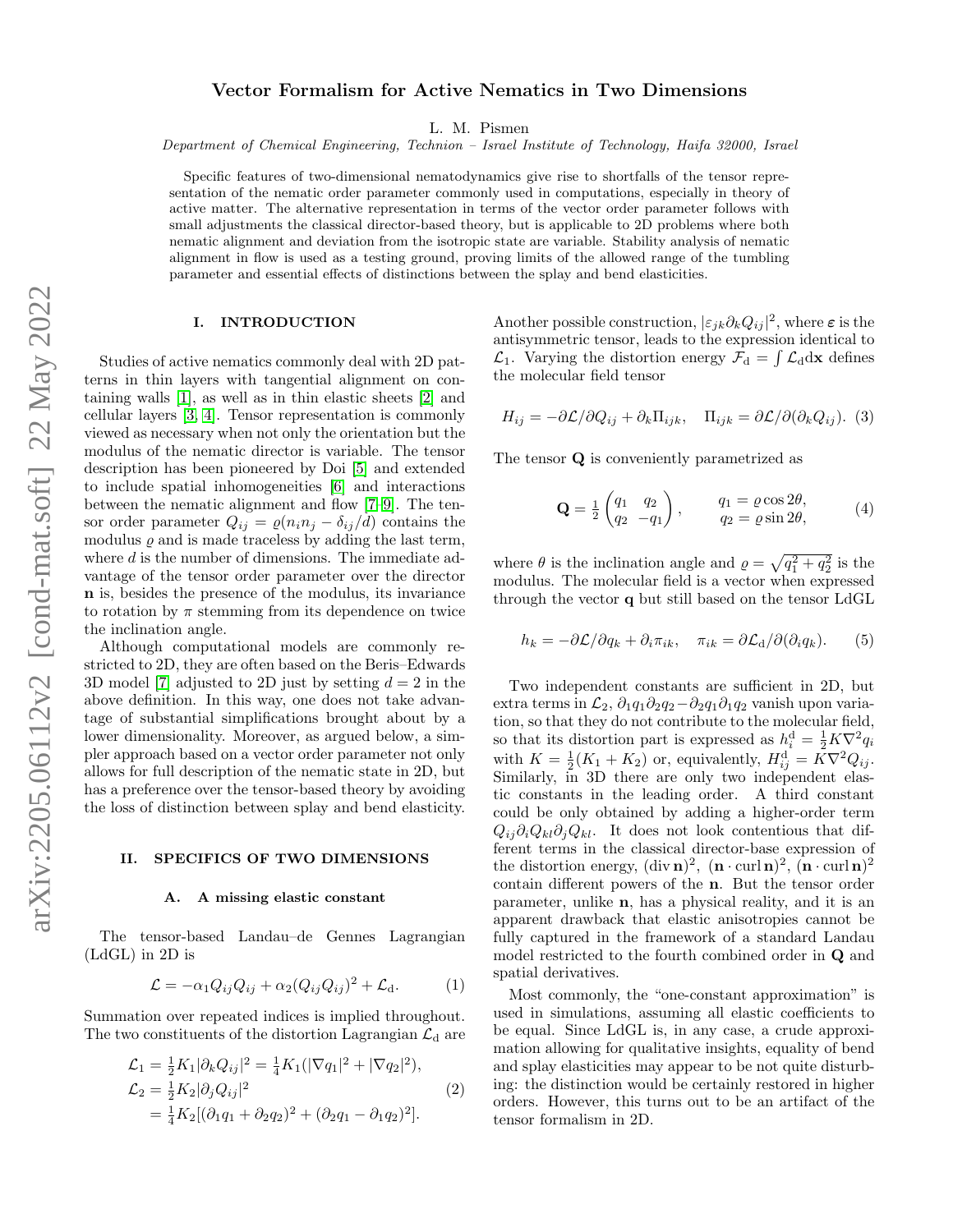# Vector Formalism for Active Nematics in Two Dimensions

L. M. Pismen

*Department of Chemical Engineering, Technion – Israel Institute of Technology, Haifa 32000, Israel*

Specific features of two-dimensional nematodynamics give rise to shortfalls of the tensor representation of the nematic order parameter commonly used in computations, especially in theory of active matter. The alternative representation in terms of the vector order parameter follows with small adjustments the classical director-based theory, but is applicable to 2D problems where both nematic alignment and deviation from the isotropic state are variable. Stability analysis of nematic alignment in flow is used as a testing ground, proving limits of the allowed range of the tumbling parameter and essential effects of distinctions between the splay and bend elasticities.

## I. INTRODUCTION

Studies of active nematics commonly deal with 2D patterns in thin layers with tangential alignment on containing walls [1], as well as in thin elastic sheets [2] and cellular layers [3, 4]. Tensor representation is commonly viewed as necessary when not only the orientation but the modulus of the nematic director is variable. The tensor description has been pioneered by Doi [5] and extended to include spatial inhomogeneities [6] and interactions between the nematic alignment and flow [7–9]. The tensor order parameter $Q_{ij} = \varrho(n_i n_j - \delta_{ij}/d)$ contains the modulus $\varrho$ and is made traceless by adding the last term, where $d$ is the number of dimensions. The immediate advantage of the tensor order parameter over the director $\mathbf{n}$ is, besides the presence of the modulus, its invariance to rotation by $\pi$ stemming from its dependence on twice the inclination angle.

Although computational models are commonly restricted to 2D, they are often based on the Beris–Edwards 3D model [7] adjusted to 2D just by setting $d = 2$ in the above definition. In this way, one does not take advantage of substantial simplifications brought about by a lower dimensionality. Moreover, as argued below, a simpler approach based on a vector order parameter not only allows for full description of the nematic state in 2D, but has a preference over the tensor-based theory by avoiding the loss of distinction between splay and bend elasticity.

## II. SPECIFICS OF TWO DIMENSIONS

### A. A missing elastic constant

The tensor-based Landau–de Gennes Lagrangian (LdGL) in 2D is

$$\mathcal{L} = -\alpha_1 Q_{ij}Q_{ij} + \alpha_2 (Q_{ij}Q_{ij})^2 + \mathcal{L}_\mathrm{d}. \tag{1}$$

Summation over repeated indices is implied throughout. The two constituents of the distortion Lagrangian $\mathcal{L}_\mathrm{d}$ are

$$\begin{aligned}
\mathcal{L}_1 &= \tfrac{1}{2}K_1|\partial_k Q_{ij}|^2 = \tfrac{1}{4}K_1(|\nabla q_1|^2 + |\nabla q_2|^2), \\
\mathcal{L}_2 &= \tfrac{1}{2}K_2|\partial_j Q_{ij}|^2 \\
&= \tfrac{1}{4}K_2[(\partial_1 q_1 + \partial_2 q_2)^2 + (\partial_2 q_1 - \partial_1 q_2)^2].
\end{aligned} \tag{2}$$

Another possible construction, $|\varepsilon_{jk}\partial_k Q_{ij}|^2$, where $\boldsymbol{\varepsilon}$ is the antisymmetric tensor, leads to the expression identical to $\mathcal{L}_1$. Varying the distortion energy $\mathcal{F}_\mathrm{d} = \int \mathcal{L}_\mathrm{d} \mathrm{d}\mathbf{x}$ defines the molecular field tensor

$$H_{ij} = -\partial \mathcal{L}/\partial Q_{ij} + \partial_k \Pi_{ijk}, \quad \Pi_{ijk} = \partial \mathcal{L}/\partial(\partial_k Q_{ij}). \tag{3}$$

The tensor $\mathbf{Q}$ is conveniently parametrized as

$$\mathbf{Q} = \tfrac{1}{2}\begin{pmatrix} q_1 & q_2 \\ q_2 & -q_1 \end{pmatrix}, \qquad \begin{aligned} q_1 &= \varrho\cos 2\theta, \\ q_2 &= \varrho \sin 2\theta, \end{aligned} \tag{4}$$

where $\theta$ is the inclination angle and $\varrho = \sqrt{q_1^2 + q_2^2}$ is the modulus. The molecular field is a vector when expressed through the vector $\mathbf{q}$ but still based on the tensor LdGL

$$h_k = -\partial \mathcal{L}/\partial q_k + \partial_i \pi_{ik}, \quad \pi_{ik} = \partial \mathcal{L}_\mathrm{d}/\partial(\partial_i q_k). \tag{5}$$

Two independent constants are sufficient in 2D, but extra terms in $\mathcal{L}_2$, $\partial_1 q_1 \partial_2 q_2 - \partial_2 q_1 \partial_1 q_2$ vanish upon variation, so that they do not contribute to the molecular field, so that its distortion part is expressed as $h_i^\mathrm{d} = \frac{1}{2}K\nabla^2 q_i$ with $K = \frac{1}{2}(K_1 + K_2)$ or, equivalently, $H_{ij}^\mathrm{d} = K\nabla^2 Q_{ij}$. Similarly, in 3D there are only two independent elastic constants in the leading order. A third constant could be only obtained by adding a higher-order term $Q_{ij}\partial_i Q_{kl}\partial_j Q_{kl}$. It does not look contentious that different terms in the classical director-base expression of the distortion energy, $(\operatorname{div}\mathbf{n})^2$, $(\mathbf{n}\cdot\operatorname{curl}\mathbf{n})^2$, $(\mathbf{n}\cdot\operatorname{curl}\mathbf{n})^2$ contain different powers of the $\mathbf{n}$. But the tensor order parameter, unlike $\mathbf{n}$, has a physical reality, and it is an apparent drawback that elastic anisotropies cannot be fully captured in the framework of a standard Landau model restricted to the fourth combined order in $\mathbf{Q}$ and spatial derivatives.

Most commonly, the "one-constant approximation" is used in simulations, assuming all elastic coefficients to be equal. Since LdGL is, in any case, a crude approximation allowing for qualitative insights, equality of bend and splay elasticities may appear to be not quite disturbing: the distinction would be certainly restored in higher orders. However, this turns out to be an artifact of the tensor formalism in 2D.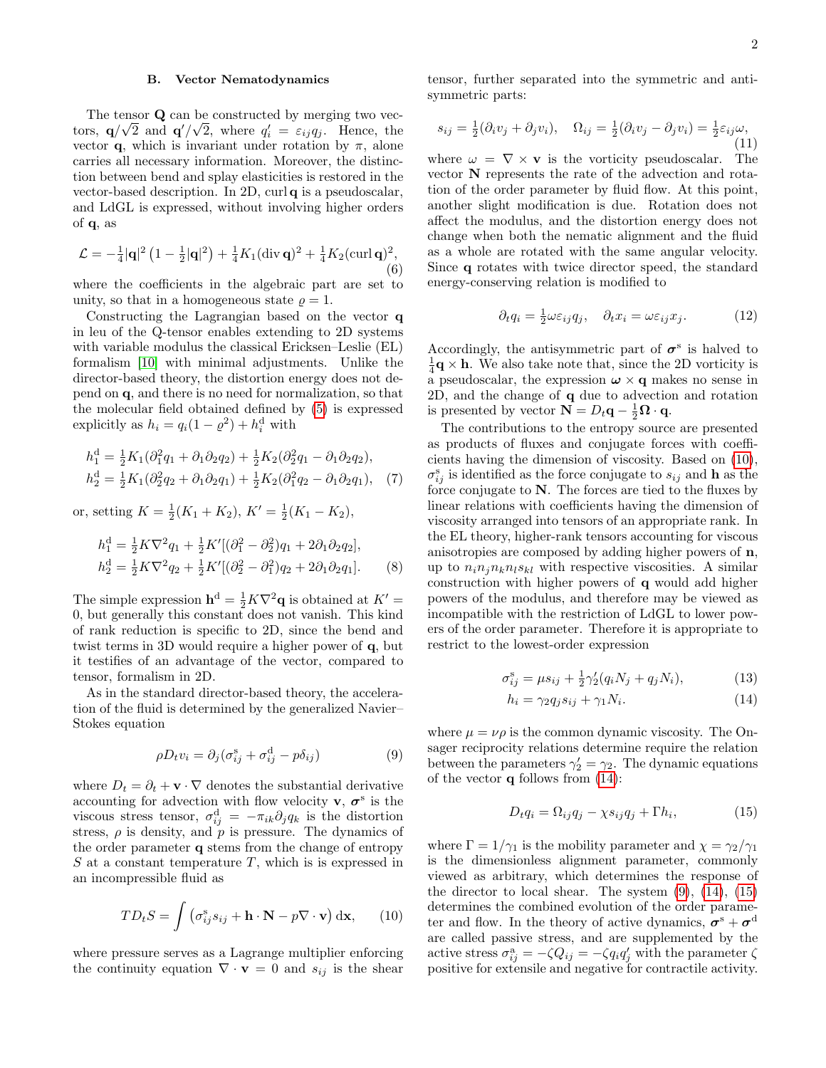### B. Vector Nematodynamics

The tensor $\mathbf{Q}$ can be constructed by merging two vectors, $\mathbf{q}/\sqrt{2}$ and $\mathbf{q}'/\sqrt{2}$, where $q_i' = \varepsilon_{ij}q_j$. Hence, the vector $\mathbf{q}$, which is invariant under rotation by $\pi$, alone carries all necessary information. Moreover, the distinction between bend and splay elasticities is restored in the vector-based description. In 2D, curl $\mathbf{q}$ is a pseudoscalar, and LdGL is expressed, without involving higher orders of $\mathbf{q}$, as

$$\mathcal{L} = -\tfrac{1}{4}|\mathbf{q}|^2\left(1 - \tfrac{1}{2}|\mathbf{q}|^2\right) + \tfrac{1}{4}K_1(\operatorname{div}\mathbf{q})^2 + \tfrac{1}{4}K_2(\operatorname{curl}\mathbf{q})^2, \tag{6}$$

where the coefficients in the algebraic part are set to unity, so that in a homogeneous state $\varrho = 1$.

Constructing the Lagrangian based on the vector $\mathbf{q}$ in leu of the Q-tensor enables extending to 2D systems with variable modulus the classical Ericksen–Leslie (EL) formalism [10] with minimal adjustments. Unlike the director-based theory, the distortion energy does not depend on $\mathbf{q}$, and there is no need for normalization, so that the molecular field obtained defined by (5) is expressed explicitly as $h_i = q_i(1-\varrho^2) + h_i^{\mathrm{d}}$ with

$$\begin{aligned} h_1^{\mathrm{d}} &= \tfrac{1}{2}K_1(\partial_1^2 q_1 + \partial_1\partial_2 q_2) + \tfrac{1}{2}K_2(\partial_2^2 q_1 - \partial_1\partial_2 q_2), \\ h_2^{\mathrm{d}} &= \tfrac{1}{2}K_1(\partial_2^2 q_2 + \partial_1\partial_2 q_1) + \tfrac{1}{2}K_2(\partial_1^2 q_2 - \partial_1\partial_2 q_1), \end{aligned} \tag{7}$$

or, setting $K = \tfrac{1}{2}(K_1 + K_2)$, $K' = \tfrac{1}{2}(K_1 - K_2)$,

$$\begin{aligned} h_1^{\mathrm{d}} &= \tfrac{1}{2}K\nabla^2 q_1 + \tfrac{1}{2}K'[(\partial_1^2 - \partial_2^2)q_1 + 2\partial_1\partial_2 q_2], \\ h_2^{\mathrm{d}} &= \tfrac{1}{2}K\nabla^2 q_2 + \tfrac{1}{2}K'[(\partial_2^2 - \partial_1^2)q_2 + 2\partial_1\partial_2 q_1]. \end{aligned} \tag{8}$$

The simple expression $\mathbf{h}^{\mathrm{d}} = \tfrac{1}{2}K\nabla^2\mathbf{q}$ is obtained at $K' = 0$, but generally this constant does not vanish. This kind of rank reduction is specific to 2D, since the bend and twist terms in 3D would require a higher power of $\mathbf{q}$, but it testifies of an advantage of the vector, compared to tensor, formalism in 2D.

As in the standard director-based theory, the acceleration of the fluid is determined by the generalized Navier–Stokes equation

$$\rho D_t v_i = \partial_j(\sigma_{ij}^{\mathrm{s}} + \sigma_{ij}^{\mathrm{d}} - p\delta_{ij}) \tag{9}$$

where $D_t = \partial_t + \mathbf{v}\cdot\nabla$ denotes the substantial derivative accounting for advection with flow velocity $\mathbf{v}$, $\boldsymbol{\sigma}^{\mathrm{s}}$ is the viscous stress tensor, $\sigma_{ij}^{\mathrm{d}} = -\pi_{ik}\partial_j q_k$ is the distortion stress, $\rho$ is density, and $p$ is pressure. The dynamics of the order parameter $\mathbf{q}$ stems from the change of entropy $S$ at a constant temperature $T$, which is is expressed in an incompressible fluid as

$$TD_tS = \int\left(\sigma_{ij}^{\mathrm{s}}s_{ij} + \mathbf{h}\cdot\mathbf{N} - p\nabla\cdot\mathbf{v}\right)\mathrm{d}\mathbf{x}, \tag{10}$$

where pressure serves as a Lagrange multiplier enforcing the continuity equation $\nabla\cdot\mathbf{v} = 0$ and $s_{ij}$ is the shear tensor, further separated into the symmetric and antisymmetric parts:

$$s_{ij} = \tfrac{1}{2}(\partial_i v_j + \partial_j v_i), \quad \Omega_{ij} = \tfrac{1}{2}(\partial_i v_j - \partial_j v_i) = \tfrac{1}{2}\varepsilon_{ij}\omega, \tag{11}$$

where $\omega = \nabla\times\mathbf{v}$ is the vorticity pseudoscalar. The vector $\mathbf{N}$ represents the rate of the advection and rotation of the order parameter by fluid flow. At this point, another slight modification is due. Rotation does not affect the modulus, and the distortion energy does not change when both the nematic alignment and the fluid as a whole are rotated with the same angular velocity. Since $\mathbf{q}$ rotates with twice director speed, the standard energy-conserving relation is modified to

$$\partial_t q_i = \tfrac{1}{2}\omega\varepsilon_{ij}q_j, \quad \partial_t x_i = \omega\varepsilon_{ij}x_j. \tag{12}$$

Accordingly, the antisymmetric part of $\boldsymbol{\sigma}^{\mathrm{s}}$ is halved to $\tfrac{1}{4}\mathbf{q}\times\mathbf{h}$. We also take note that, since the 2D vorticity is a pseudoscalar, the expression $\boldsymbol{\omega}\times\mathbf{q}$ makes no sense in 2D, and the change of $\mathbf{q}$ due to advection and rotation is presented by vector $\mathbf{N} = D_t\mathbf{q} - \tfrac{1}{2}\boldsymbol{\Omega}\cdot\mathbf{q}$.

The contributions to the entropy source are presented as products of fluxes and conjugate forces with coefficients having the dimension of viscosity. Based on (10), $\sigma_{ij}^{\mathrm{s}}$ is identified as the force conjugate to $s_{ij}$ and $\mathbf{h}$ as the force conjugate to $\mathbf{N}$. The forces are tied to the fluxes by linear relations with coefficients having the dimension of viscosity arranged into tensors of an appropriate rank. In the EL theory, higher-rank tensors accounting for viscous anisotropies are composed by adding higher powers of $\mathbf{n}$, up to $n_in_jn_kn_ls_{kl}$ with respective viscosities. A similar construction with higher powers of $\mathbf{q}$ would add higher powers of the modulus, and therefore may be viewed as incompatible with the restriction of LdGL to lower powers of the order parameter. Therefore it is appropriate to restrict to the lowest-order expression

$$\sigma_{ij}^{\mathrm{s}} = \mu s_{ij} + \tfrac{1}{2}\gamma_2'(q_iN_j + q_jN_i), \tag{13}$$

$$h_i = \gamma_2 q_j s_{ij} + \gamma_1 N_i. \tag{14}$$

where $\mu = \nu\rho$ is the common dynamic viscosity. The Onsager reciprocity relations determine require the relation between the parameters $\gamma_2' = \gamma_2$. The dynamic equations of the vector $\mathbf{q}$ follows from (14):

$$D_t q_i = \Omega_{ij}q_j - \chi s_{ij}q_j + \Gamma h_i, \tag{15}$$

where $\Gamma = 1/\gamma_1$ is the mobility parameter and $\chi = \gamma_2/\gamma_1$ is the dimensionless alignment parameter, commonly viewed as arbitrary, which determines the response of the director to local shear. The system (9), (14), (15) determines the combined evolution of the order parameter and flow. In the theory of active dynamics, $\boldsymbol{\sigma}^{\mathrm{s}} + \boldsymbol{\sigma}^{\mathrm{d}}$ are called passive stress, and are supplemented by the active stress $\sigma_{ij}^{\mathrm{a}} = -\zeta Q_{ij} = -\zeta q_i q_j'$ with the parameter $\zeta$ positive for extensile and negative for contractile activity.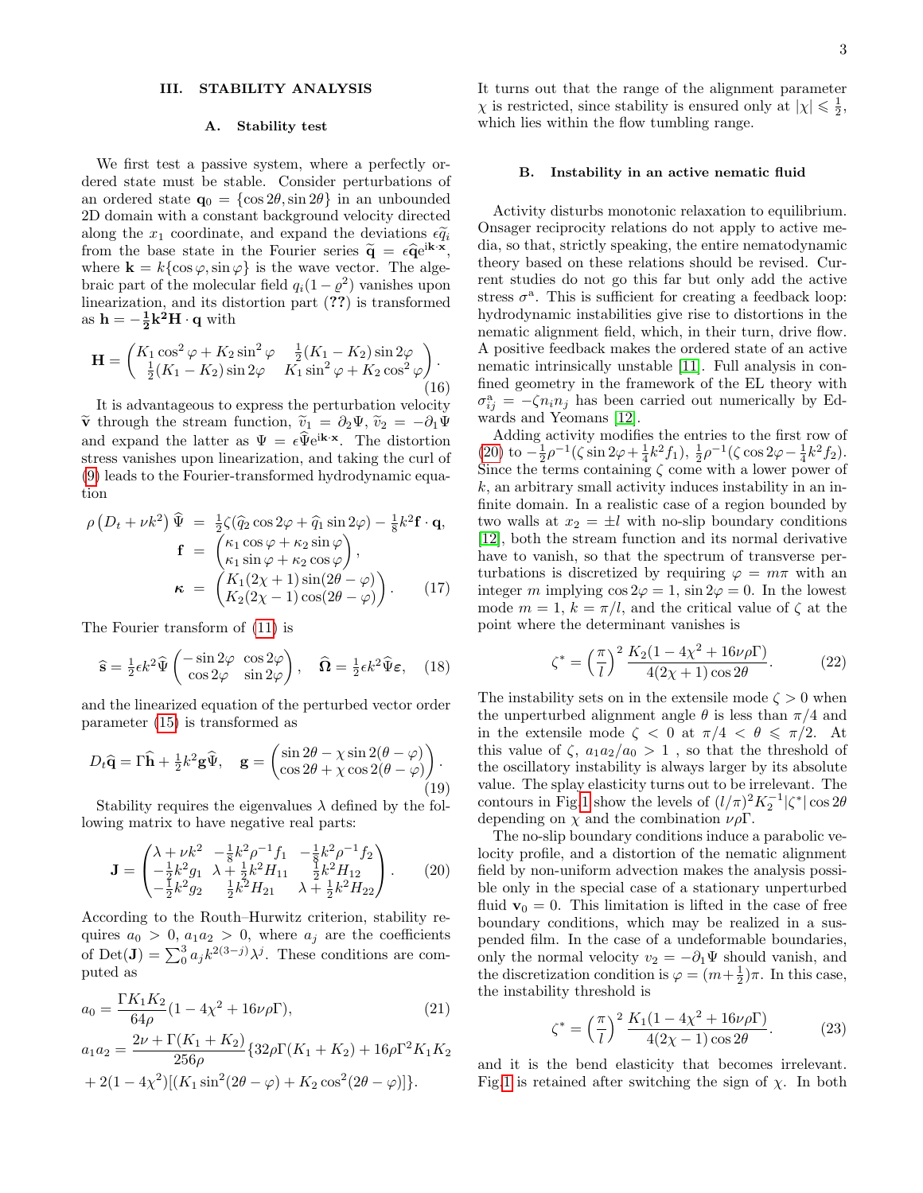## III. STABILITY ANALYSIS

### A. Stability test

We first test a passive system, where a perfectly ordered state must be stable. Consider perturbations of an ordered state $\mathbf{q}_0 = \{\cos 2\theta, \sin 2\theta\}$ in an unbounded 2D domain with a constant background velocity directed along the $x_1$ coordinate, and expand the deviations $\epsilon\widetilde{q}_i$ from the base state in the Fourier series $\widetilde{\mathbf{q}} = \epsilon\widehat{\mathbf{q}}e^{i\mathbf{k}\cdot\mathbf{x}}$, where $\mathbf{k} = k\{\cos\varphi, \sin\varphi\}$ is the wave vector. The algebraic part of the molecular field $q_i(1-\varrho^2)$ vanishes upon linearization, and its distortion part (**??**) is transformed as $\mathbf{h} = -\frac{1}{2}\mathbf{k^2H}\cdot\mathbf{q}$ with

$$\mathbf{H} = \begin{pmatrix} K_1\cos^2\varphi + K_2\sin^2\varphi & \frac{1}{2}(K_1-K_2)\sin 2\varphi \\ \frac{1}{2}(K_1-K_2)\sin 2\varphi & K_1\sin^2\varphi + K_2\cos^2\varphi \end{pmatrix}. \tag{16}$$

It is advantageous to express the perturbation velocity $\widetilde{\mathbf{v}}$ through the stream function, $\widetilde{v}_1 = \partial_2\Psi$, $\widetilde{v}_2 = -\partial_1\Psi$ and expand the latter as $\Psi = \epsilon\widehat{\Psi}e^{i\mathbf{k}\cdot\mathbf{x}}$. The distortion stress vanishes upon linearization, and taking the curl of (9) leads to the Fourier-transformed hydrodynamic equation

$$\begin{aligned}
\rho\left(D_t + \nu k^2\right)\widehat{\Psi} &= \tfrac{1}{2}\zeta(\widehat{q}_2\cos 2\varphi + \widehat{q}_1\sin 2\varphi) - \tfrac{1}{8}k^2\mathbf{f}\cdot\mathbf{q}, \\
\mathbf{f} &= \begin{pmatrix} \kappa_1\cos\varphi + \kappa_2\sin\varphi \\ \kappa_1\sin\varphi + \kappa_2\cos\varphi \end{pmatrix}, \\
\boldsymbol{\kappa} &= \begin{pmatrix} K_1(2\chi+1)\sin(2\theta-\varphi) \\ K_2(2\chi-1)\cos(2\theta-\varphi) \end{pmatrix}.
\end{aligned} \tag{17}$$

The Fourier transform of (11) is

$$\widehat{\mathbf{s}} = \tfrac{1}{2}\epsilon k^2\widehat{\Psi}\begin{pmatrix} -\sin 2\varphi & \cos 2\varphi \\ \cos 2\varphi & \sin 2\varphi \end{pmatrix}, \quad \widehat{\boldsymbol{\Omega}} = \tfrac{1}{2}\epsilon k^2\widehat{\Psi}\boldsymbol{\varepsilon}, \tag{18}$$

and the linearized equation of the perturbed vector order parameter (15) is transformed as

$$D_t\widehat{\mathbf{q}} = \Gamma\widehat{\mathbf{h}} + \tfrac{1}{2}k^2\mathbf{g}\widehat{\Psi}, \quad \mathbf{g} = \begin{pmatrix} \sin 2\theta - \chi\sin 2(\theta-\varphi) \\ \cos 2\theta + \chi\cos 2(\theta-\varphi) \end{pmatrix}. \tag{19}$$

Stability requires the eigenvalues $\lambda$ defined by the following matrix to have negative real parts:

$$\mathbf{J} = \begin{pmatrix} \lambda + \nu k^2 & -\frac{1}{8}k^2\rho^{-1}f_1 & -\frac{1}{8}k^2\rho^{-1}f_2 \\ -\frac{1}{2}k^2 g_1 & \lambda + \frac{1}{2}k^2 H_{11} & \frac{1}{2}k^2 H_{12} \\ -\frac{1}{2}k^2 g_2 & \frac{1}{2}k^2 H_{21} & \lambda + \frac{1}{2}k^2 H_{22} \end{pmatrix}. \tag{20}$$

According to the Routh–Hurwitz criterion, stability requires $a_0 > 0$, $a_1 a_2 > 0$, where $a_j$ are the coefficients of $\mathrm{Det}(\mathbf{J}) = \sum_0^3 a_j k^{2(3-j)}\lambda^j$. These conditions are computed as

$$a_0 = \frac{\Gamma K_1 K_2}{64\rho}(1 - 4\chi^2 + 16\nu\rho\Gamma), \tag{21}$$

$$\begin{aligned}
a_1 a_2 = \frac{2\nu + \Gamma(K_1+K_2)}{256\rho}\{&32\rho\Gamma(K_1+K_2) + 16\rho\Gamma^2 K_1 K_2 \\
&+ 2(1-4\chi^2)[(K_1\sin^2(2\theta-\varphi) + K_2\cos^2(2\theta-\varphi)]\}.
\end{aligned}$$

It turns out that the range of the alignment parameter $\chi$ is restricted, since stability is ensured only at $|\chi| \leqslant \frac{1}{2}$, which lies within the flow tumbling range.

### B. Instability in an active nematic fluid

Activity disturbs monotonic relaxation to equilibrium. Onsager reciprocity relations do not apply to active media, so that, strictly speaking, the entire nematodynamic theory based on these relations should be revised. Current studies do not go this far but only add the active stress $\sigma^{\mathrm{a}}$. This is sufficient for creating a feedback loop: hydrodynamic instabilities give rise to distortions in the nematic alignment field, which, in their turn, drive flow. A positive feedback makes the ordered state of an active nematic intrinsically unstable [11]. Full analysis in confined geometry in the framework of the EL theory with $\sigma^{\mathrm{a}}_{ij} = -\zeta n_i n_j$ has been carried out numerically by Edwards and Yeomans [12].

Adding activity modifies the entries to the first row of (20) to $-\frac{1}{2}\rho^{-1}(\zeta\sin 2\varphi + \frac{1}{4}k^2 f_1)$, $\frac{1}{2}\rho^{-1}(\zeta\cos 2\varphi - \frac{1}{4}k^2 f_2)$. Since the terms containing $\zeta$ come with a lower power of $k$, an arbitrary small activity induces instability in an infinite domain. In a realistic case of a region bounded by two walls at $x_2 = \pm l$ with no-slip boundary conditions [12], both the stream function and its normal derivative have to vanish, so that the spectrum of transverse perturbations is discretized by requiring $\varphi = m\pi$ with an integer $m$ implying $\cos 2\varphi = 1$, $\sin 2\varphi = 0$. In the lowest mode $m = 1$, $k = \pi/l$, and the critical value of $\zeta$ at the point where the determinant vanishes is

$$\zeta^* = \left(\frac{\pi}{l}\right)^2 \frac{K_2(1 - 4\chi^2 + 16\nu\rho\Gamma)}{4(2\chi+1)\cos 2\theta}. \tag{22}$$

The instability sets on in the extensile mode $\zeta > 0$ when the unperturbed alignment angle $\theta$ is less than $\pi/4$ and in the extensile mode $\zeta < 0$ at $\pi/4 < \theta \leqslant \pi/2$. At this value of $\zeta$, $a_1 a_2/a_0 > 1$ , so that the threshold of the oscillatory instability is always larger by its absolute value. The splay elasticity turns out to be irrelevant. The contours in Fig. 1 show the levels of $(l/\pi)^2 K_2^{-1}|\zeta^*|\cos 2\theta$ depending on $\chi$ and the combination $\nu\rho\Gamma$.

The no-slip boundary conditions induce a parabolic velocity profile, and a distortion of the nematic alignment field by non-uniform advection makes the analysis possible only in the special case of a stationary unperturbed fluid $\mathbf{v}_0 = 0$. This limitation is lifted in the case of free boundary conditions, which may be realized in a suspended film. In the case of a undeformable boundaries, only the normal velocity $v_2 = -\partial_1\Psi$ should vanish, and the discretization condition is $\varphi = (m+\frac{1}{2})\pi$. In this case, the instability threshold is

$$\zeta^* = \left(\frac{\pi}{l}\right)^2 \frac{K_1(1 - 4\chi^2 + 16\nu\rho\Gamma)}{4(2\chi-1)\cos 2\theta}. \tag{23}$$

and it is the bend elasticity that becomes irrelevant. Fig. 1 is retained after switching the sign of $\chi$. In both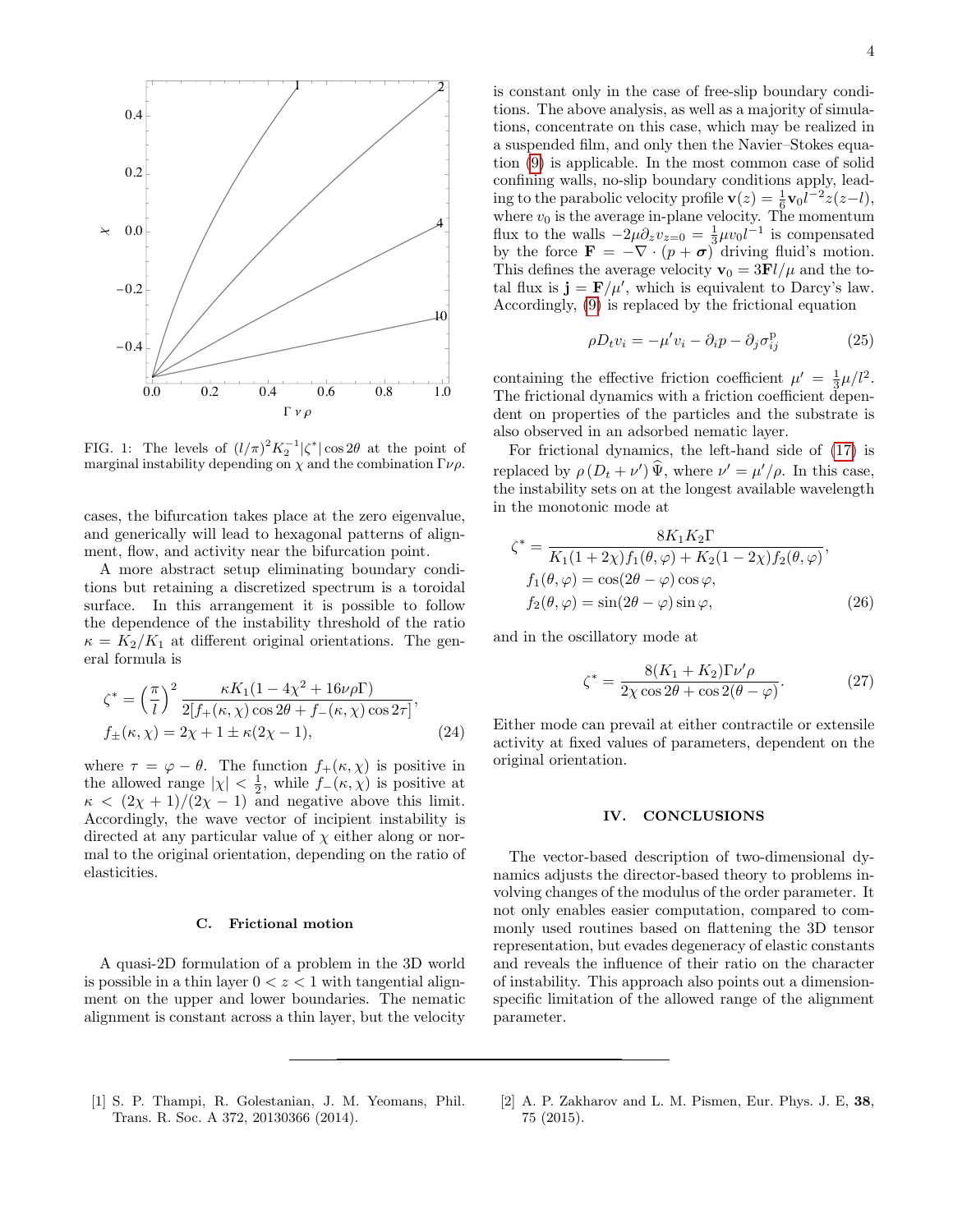FIG. 1: The levels of $(l/\pi)^2 K_2^{-1}|\zeta^*|\cos 2\theta$ at the point of marginal instability depending on $\chi$ and the combination $\Gamma\nu\rho$.

cases, the bifurcation takes place at the zero eigenvalue, and generically will lead to hexagonal patterns of alignment, flow, and activity near the bifurcation point.

A more abstract setup eliminating boundary conditions but retaining a discretized spectrum is a toroidal surface. In this arrangement it is possible to follow the dependence of the instability threshold of the ratio $\kappa = K_2/K_1$ at different original orientations. The general formula is

$$\zeta^* = \left(\frac{\pi}{l}\right)^2 \frac{\kappa K_1(1-4\chi^2+16\nu\rho\Gamma)}{2[f_+(\kappa,\chi)\cos 2\theta + f_-(\kappa,\chi)\cos 2\tau]},$$
$$f_\pm(\kappa,\chi) = 2\chi + 1 \pm \kappa(2\chi-1), \tag{24}$$

where $\tau = \varphi - \theta$. The function $f_+(\kappa,\chi)$ is positive in the allowed range $|\chi| < \frac{1}{2}$, while $f_-(\kappa,\chi)$ is positive at $\kappa < (2\chi+1)/(2\chi-1)$ and negative above this limit. Accordingly, the wave vector of incipient instability is directed at any particular value of $\chi$ either along or normal to the original orientation, depending on the ratio of elasticities.

### C. Frictional motion

A quasi-2D formulation of a problem in the 3D world is possible in a thin layer $0 < z < 1$ with tangential alignment on the upper and lower boundaries. The nematic alignment is constant across a thin layer, but the velocity is constant only in the case of free-slip boundary conditions. The above analysis, as well as a majority of simulations, concentrate on this case, which may be realized in a suspended film, and only then the Navier–Stokes equation (9) is applicable. In the most common case of solid confining walls, no-slip boundary conditions apply, leading to the parabolic velocity profile $\mathbf{v}(z) = \frac{1}{6}\mathbf{v}_0 l^{-2} z(z-l)$, where $v_0$ is the average in-plane velocity. The momentum flux to the walls $-2\mu\partial_z v_{z=0} = \frac{1}{3}\mu v_0 l^{-1}$ is compensated by the force $\mathbf{F} = -\nabla\cdot(p+\boldsymbol{\sigma})$ driving fluid's motion. This defines the average velocity $\mathbf{v}_0 = 3\mathbf{F}l/\mu$ and the total flux is $\mathbf{j} = \mathbf{F}/\mu'$, which is equivalent to Darcy's law. Accordingly, (9) is replaced by the frictional equation

$$\rho D_t v_i = -\mu' v_i - \partial_i p - \partial_j \sigma^{\rm p}_{ij} \tag{25}$$

containing the effective friction coefficient $\mu' = \frac{1}{3}\mu/l^2$. The frictional dynamics with a friction coefficient dependent on properties of the particles and the substrate is also observed in an adsorbed nematic layer.

For frictional dynamics, the left-hand side of (17) is replaced by $\rho\,(D_t+\nu')\,\widehat{\Psi}$, where $\nu' = \mu'/\rho$. In this case, the instability sets on at the longest available wavelength in the monotonic mode at

$$\zeta^* = \frac{8K_1K_2\Gamma}{K_1(1+2\chi)f_1(\theta,\varphi) + K_2(1-2\chi)f_2(\theta,\varphi)},$$
$$f_1(\theta,\varphi) = \cos(2\theta-\varphi)\cos\varphi,$$
$$f_2(\theta,\varphi) = \sin(2\theta-\varphi)\sin\varphi, \tag{26}$$

and in the oscillatory mode at

$$\zeta^* = \frac{8(K_1+K_2)\Gamma\nu'\rho}{2\chi\cos 2\theta + \cos 2(\theta-\varphi)}. \tag{27}$$

Either mode can prevail at either contractile or extensile activity at fixed values of parameters, dependent on the original orientation.

## IV. CONCLUSIONS

The vector-based description of two-dimensional dynamics adjusts the director-based theory to problems involving changes of the modulus of the order parameter. It not only enables easier computation, compared to commonly used routines based on flattening the 3D tensor representation, but evades degeneracy of elastic constants and reveals the influence of their ratio on the character of instability. This approach also points out a dimension-specific limitation of the allowed range of the alignment parameter.

---

[1] S. P. Thampi, R. Golestanian, J. M. Yeomans, Phil. Trans. R. Soc. A 372, 20130366 (2014).

[2] A. P. Zakharov and L. M. Pismen, Eur. Phys. J. E, **38**, 75 (2015).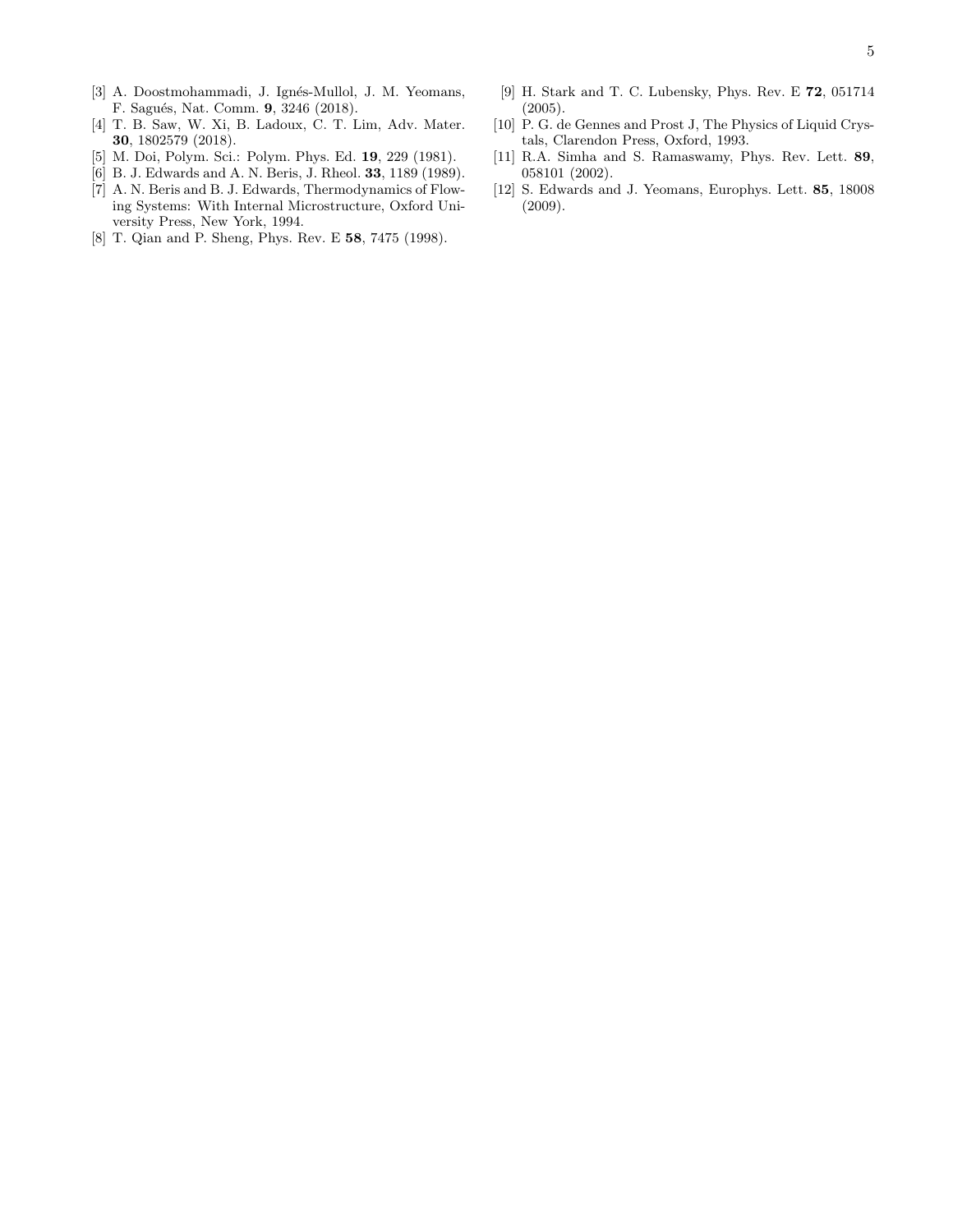[3] A. Doostmohammadi, J. Ignés-Mullol, J. M. Yeomans, F. Sagués, Nat. Comm. **9**, 3246 (2018).

[4] T. B. Saw, W. Xi, B. Ladoux, C. T. Lim, Adv. Mater. **30**, 1802579 (2018).

[5] M. Doi, Polym. Sci.: Polym. Phys. Ed. **19**, 229 (1981).

[6] B. J. Edwards and A. N. Beris, J. Rheol. **33**, 1189 (1989).

[7] A. N. Beris and B. J. Edwards, Thermodynamics of Flowing Systems: With Internal Microstructure, Oxford University Press, New York, 1994.

[8] T. Qian and P. Sheng, Phys. Rev. E **58**, 7475 (1998).

[9] H. Stark and T. C. Lubensky, Phys. Rev. E **72**, 051714 (2005).

[10] P. G. de Gennes and Prost J, The Physics of Liquid Crystals, Clarendon Press, Oxford, 1993.

[11] R.A. Simha and S. Ramaswamy, Phys. Rev. Lett. **89**, 058101 (2002).

[12] S. Edwards and J. Yeomans, Europhys. Lett. **85**, 18008 (2009).